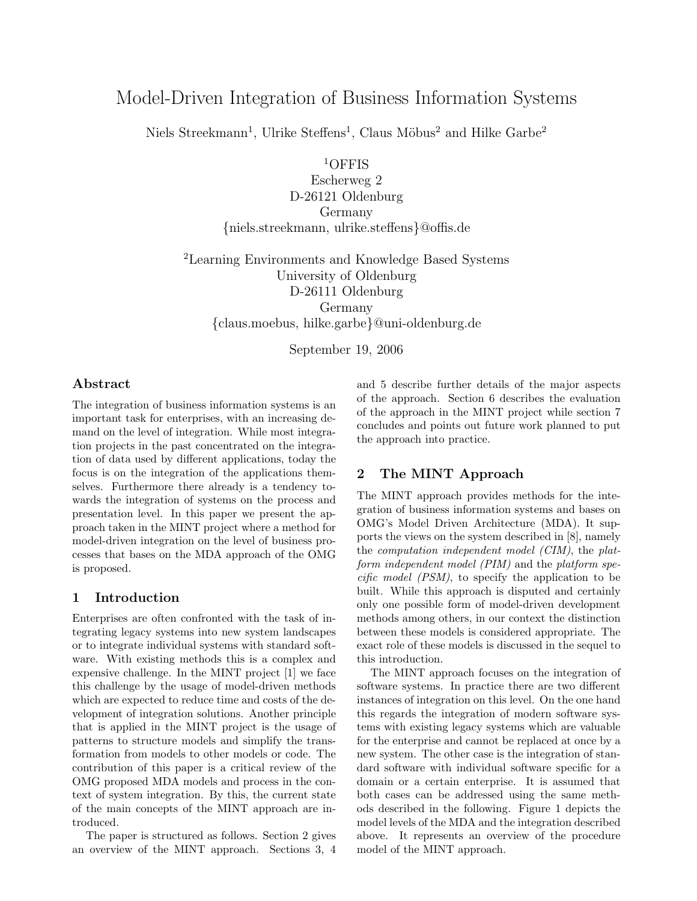# Model-Driven Integration of Business Information Systems

Niels Streekmann[1], Ulrike Steffens[1], Claus Möbus[2] and Hilke Garbe[2]

[1]OFFIS
Escherweg 2
D-26121 Oldenburg
Germany
{niels.streekmann, ulrike.steffens}@offis.de

[2]Learning Environments and Knowledge Based Systems
University of Oldenburg
D-26111 Oldenburg
Germany
{claus.moebus, hilke.garbe}@uni-oldenburg.de

September 19, 2006

## Abstract

The integration of business information systems is an important task for enterprises, with an increasing demand on the level of integration. While most integration projects in the past concentrated on the integration of data used by different applications, today the focus is on the integration of the applications themselves. Furthermore there already is a tendency towards the integration of systems on the process and presentation level. In this paper we present the approach taken in the MINT project where a method for model-driven integration on the level of business processes that bases on the MDA approach of the OMG is proposed.

## 1 Introduction

Enterprises are often confronted with the task of integrating legacy systems into new system landscapes or to integrate individual systems with standard software. With existing methods this is a complex and expensive challenge. In the MINT project [1] we face this challenge by the usage of model-driven methods which are expected to reduce time and costs of the development of integration solutions. Another principle that is applied in the MINT project is the usage of patterns to structure models and simplify the transformation from models to other models or code. The contribution of this paper is a critical review of the OMG proposed MDA models and process in the context of system integration. By this, the current state of the main concepts of the MINT approach are introduced.

The paper is structured as follows. Section 2 gives an overview of the MINT approach. Sections 3, 4 and 5 describe further details of the major aspects of the approach. Section 6 describes the evaluation of the approach in the MINT project while section 7 concludes and points out future work planned to put the approach into practice.

## 2 The MINT Approach

The MINT approach provides methods for the integration of business information systems and bases on OMG's Model Driven Architecture (MDA). It supports the views on the system described in [8], namely the *computation independent model (CIM)*, the *platform independent model (PIM)* and the *platform specific model (PSM)*, to specify the application to be built. While this approach is disputed and certainly only one possible form of model-driven development methods among others, in our context the distinction between these models is considered appropriate. The exact role of these models is discussed in the sequel to this introduction.

The MINT approach focuses on the integration of software systems. In practice there are two different instances of integration on this level. On the one hand this regards the integration of modern software systems with existing legacy systems which are valuable for the enterprise and cannot be replaced at once by a new system. The other case is the integration of standard software with individual software specific for a domain or a certain enterprise. It is assumed that both cases can be addressed using the same methods described in the following. Figure 1 depicts the model levels of the MDA and the integration described above. It represents an overview of the procedure model of the MINT approach.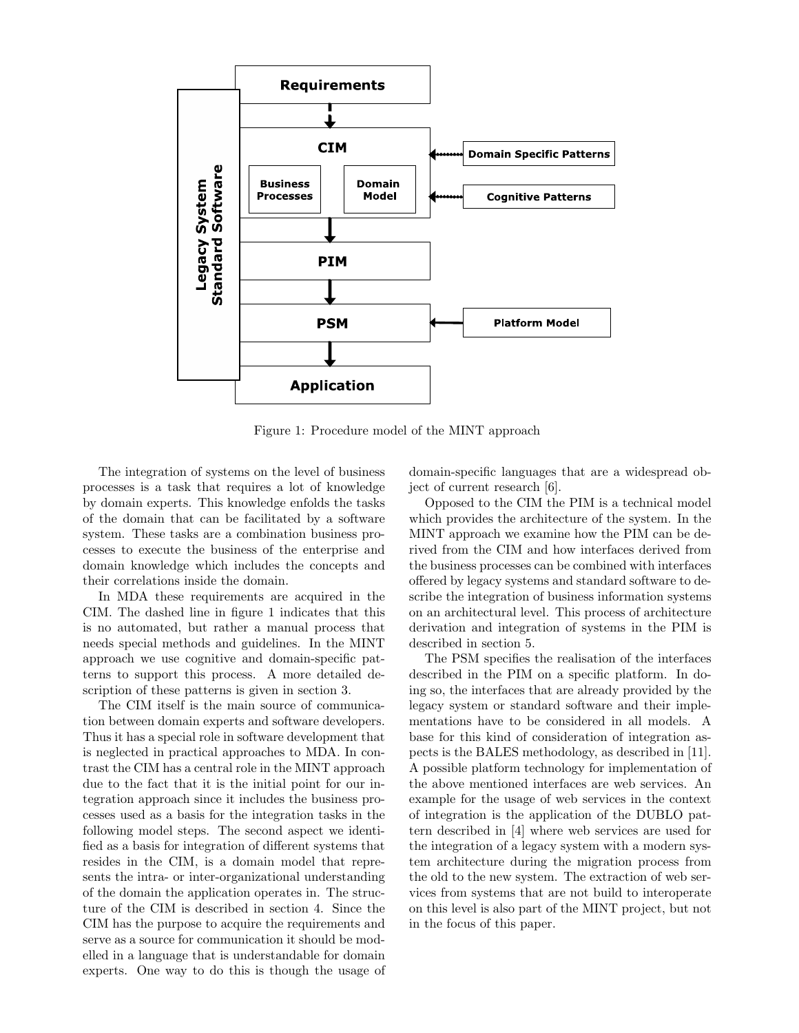Figure 1: Procedure model of the MINT approach

The integration of systems on the level of business processes is a task that requires a lot of knowledge by domain experts. This knowledge enfolds the tasks of the domain that can be facilitated by a software system. These tasks are a combination business processes to execute the business of the enterprise and domain knowledge which includes the concepts and their correlations inside the domain.

In MDA these requirements are acquired in the CIM. The dashed line in figure 1 indicates that this is no automated, but rather a manual process that needs special methods and guidelines. In the MINT approach we use cognitive and domain-specific patterns to support this process. A more detailed description of these patterns is given in section 3.

The CIM itself is the main source of communication between domain experts and software developers. Thus it has a special role in software development that is neglected in practical approaches to MDA. In contrast the CIM has a central role in the MINT approach due to the fact that it is the initial point for our integration approach since it includes the business processes used as a basis for the integration tasks in the following model steps. The second aspect we identified as a basis for integration of different systems that resides in the CIM, is a domain model that represents the intra- or inter-organizational understanding of the domain the application operates in. The structure of the CIM is described in section 4. Since the CIM has the purpose to acquire the requirements and serve as a source for communication it should be modelled in a language that is understandable for domain experts. One way to do this is though the usage of domain-specific languages that are a widespread object of current research [6].

Opposed to the CIM the PIM is a technical model which provides the architecture of the system. In the MINT approach we examine how the PIM can be derived from the CIM and how interfaces derived from the business processes can be combined with interfaces offered by legacy systems and standard software to describe the integration of business information systems on an architectural level. This process of architecture derivation and integration of systems in the PIM is described in section 5.

The PSM specifies the realisation of the interfaces described in the PIM on a specific platform. In doing so, the interfaces that are already provided by the legacy system or standard software and their implementations have to be considered in all models. A base for this kind of consideration of integration aspects is the BALES methodology, as described in [11]. A possible platform technology for implementation of the above mentioned interfaces are web services. An example for the usage of web services in the context of integration is the application of the DUBLO pattern described in [4] where web services are used for the integration of a legacy system with a modern system architecture during the migration process from the old to the new system. The extraction of web services from systems that are not build to interoperate on this level is also part of the MINT project, but not in the focus of this paper.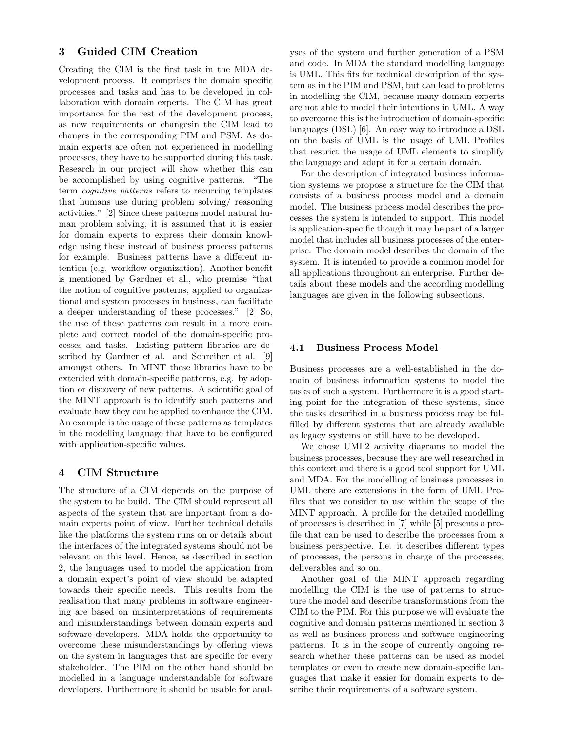## 3 Guided CIM Creation

Creating the CIM is the first task in the MDA development process. It comprises the domain specific processes and tasks and has to be developed in collaboration with domain experts. The CIM has great importance for the rest of the development process, as new requirements or changesin the CIM lead to changes in the corresponding PIM and PSM. As domain experts are often not experienced in modelling processes, they have to be supported during this task. Research in our project will show whether this can be accomplished by using cognitive patterns. "The term *cognitive patterns* refers to recurring templates that humans use during problem solving/ reasoning activities." [2] Since these patterns model natural human problem solving, it is assumed that it is easier for domain experts to express their domain knowledge using these instead of business process patterns for example. Business patterns have a different intention (e.g. workflow organization). Another benefit is mentioned by Gardner et al., who premise "that the notion of cognitive patterns, applied to organizational and system processes in business, can facilitate a deeper understanding of these processes." [2] So, the use of these patterns can result in a more complete and correct model of the domain-specific processes and tasks. Existing pattern libraries are described by Gardner et al. and Schreiber et al. [9] amongst others. In MINT these libraries have to be extended with domain-specific patterns, e.g. by adoption or discovery of new patterns. A scientific goal of the MINT approach is to identify such patterns and evaluate how they can be applied to enhance the CIM. An example is the usage of these patterns as templates in the modelling language that have to be configured with application-specific values.

## 4 CIM Structure

The structure of a CIM depends on the purpose of the system to be build. The CIM should represent all aspects of the system that are important from a domain experts point of view. Further technical details like the platforms the system runs on or details about the interfaces of the integrated systems should not be relevant on this level. Hence, as described in section 2, the languages used to model the application from a domain expert's point of view should be adapted towards their specific needs. This results from the realisation that many problems in software engineering are based on misinterpretations of requirements and misunderstandings between domain experts and software developers. MDA holds the opportunity to overcome these misunderstandings by offering views on the system in languages that are specific for every stakeholder. The PIM on the other hand should be modelled in a language understandable for software developers. Furthermore it should be usable for analyses of the system and further generation of a PSM and code. In MDA the standard modelling language is UML. This fits for technical description of the system as in the PIM and PSM, but can lead to problems in modelling the CIM, because many domain experts are not able to model their intentions in UML. A way to overcome this is the introduction of domain-specific languages (DSL) [6]. An easy way to introduce a DSL on the basis of UML is the usage of UML Profiles that restrict the usage of UML elements to simplify the language and adapt it for a certain domain.

For the description of integrated business information systems we propose a structure for the CIM that consists of a business process model and a domain model. The business process model describes the processes the system is intended to support. This model is application-specific though it may be part of a larger model that includes all business processes of the enterprise. The domain model describes the domain of the system. It is intended to provide a common model for all applications throughout an enterprise. Further details about these models and the according modelling languages are given in the following subsections.

### 4.1 Business Process Model

Business processes are a well-established in the domain of business information systems to model the tasks of such a system. Furthermore it is a good starting point for the integration of these systems, since the tasks described in a business process may be fulfilled by different systems that are already available as legacy systems or still have to be developed.

We chose UML2 activity diagrams to model the business processes, because they are well researched in this context and there is a good tool support for UML and MDA. For the modelling of business processes in UML there are extensions in the form of UML Profiles that we consider to use within the scope of the MINT approach. A profile for the detailed modelling of processes is described in [7] while [5] presents a profile that can be used to describe the processes from a business perspective. I.e. it describes different types of processes, the persons in charge of the processes, deliverables and so on.

Another goal of the MINT approach regarding modelling the CIM is the use of patterns to structure the model and describe transformations from the CIM to the PIM. For this purpose we will evaluate the cognitive and domain patterns mentioned in section 3 as well as business process and software engineering patterns. It is in the scope of currently ongoing research whether these patterns can be used as model templates or even to create new domain-specific languages that make it easier for domain experts to describe their requirements of a software system.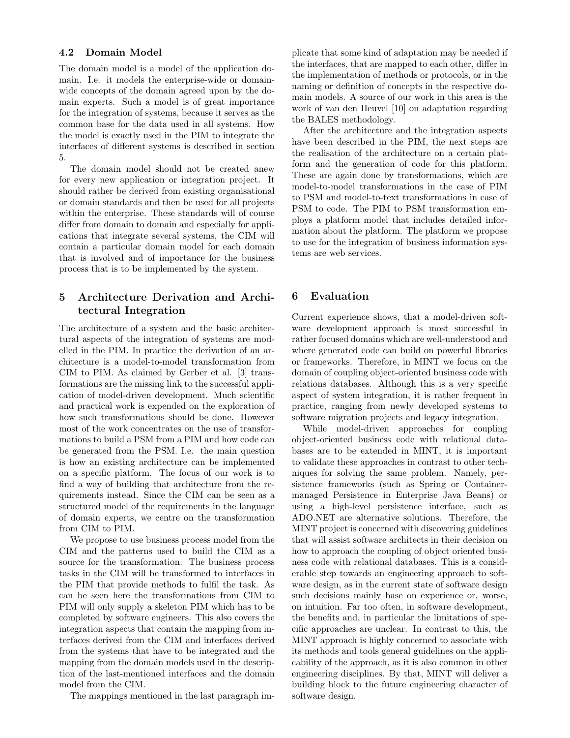### 4.2 Domain Model

The domain model is a model of the application domain. I.e. it models the enterprise-wide or domain-wide concepts of the domain agreed upon by the domain experts. Such a model is of great importance for the integration of systems, because it serves as the common base for the data used in all systems. How the model is exactly used in the PIM to integrate the interfaces of different systems is described in section 5.

The domain model should not be created anew for every new application or integration project. It should rather be derived from existing organisational or domain standards and then be used for all projects within the enterprise. These standards will of course differ from domain to domain and especially for applications that integrate several systems, the CIM will contain a particular domain model for each domain that is involved and of importance for the business process that is to be implemented by the system.

## 5 Architecture Derivation and Architectural Integration

The architecture of a system and the basic architectural aspects of the integration of systems are modelled in the PIM. In practice the derivation of an architecture is a model-to-model transformation from CIM to PIM. As claimed by Gerber et al. [3] transformations are the missing link to the successful application of model-driven development. Much scientific and practical work is expended on the exploration of how such transformations should be done. However most of the work concentrates on the use of transformations to build a PSM from a PIM and how code can be generated from the PSM. I.e. the main question is how an existing architecture can be implemented on a specific platform. The focus of our work is to find a way of building that architecture from the requirements instead. Since the CIM can be seen as a structured model of the requirements in the language of domain experts, we centre on the transformation from CIM to PIM.

We propose to use business process model from the CIM and the patterns used to build the CIM as a source for the transformation. The business process tasks in the CIM will be transformed to interfaces in the PIM that provide methods to fulfil the task. As can be seen here the transformations from CIM to PIM will only supply a skeleton PIM which has to be completed by software engineers. This also covers the integration aspects that contain the mapping from interfaces derived from the CIM and interfaces derived from the systems that have to be integrated and the mapping from the domain models used in the description of the last-mentioned interfaces and the domain model from the CIM.

The mappings mentioned in the last paragraph implicate that some kind of adaptation may be needed if the interfaces, that are mapped to each other, differ in the implementation of methods or protocols, or in the naming or definition of concepts in the respective domain models. A source of our work in this area is the work of van den Heuvel [10] on adaptation regarding the BALES methodology.

After the architecture and the integration aspects have been described in the PIM, the next steps are the realisation of the architecture on a certain platform and the generation of code for this platform. These are again done by transformations, which are model-to-model transformations in the case of PIM to PSM and model-to-text transformations in case of PSM to code. The PIM to PSM transformation employs a platform model that includes detailed information about the platform. The platform we propose to use for the integration of business information systems are web services.

## 6 Evaluation

Current experience shows, that a model-driven software development approach is most successful in rather focused domains which are well-understood and where generated code can build on powerful libraries or frameworks. Therefore, in MINT we focus on the domain of coupling object-oriented business code with relations databases. Although this is a very specific aspect of system integration, it is rather frequent in practice, ranging from newly developed systems to software migration projects and legacy integration.

While model-driven approaches for coupling object-oriented business code with relational databases are to be extended in MINT, it is important to validate these approaches in contrast to other techniques for solving the same problem. Namely, persistence frameworks (such as Spring or Container-managed Persistence in Enterprise Java Beans) or using a high-level persistence interface, such as ADO.NET are alternative solutions. Therefore, the MINT project is concerned with discovering guidelines that will assist software architects in their decision on how to approach the coupling of object oriented business code with relational databases. This is a considerable step towards an engineering approach to software design, as in the current state of software design such decisions mainly base on experience or, worse, on intuition. Far too often, in software development, the benefits and, in particular the limitations of specific approaches are unclear. In contrast to this, the MINT approach is highly concerned to associate with its methods and tools general guidelines on the applicability of the approach, as it is also common in other engineering disciplines. By that, MINT will deliver a building block to the future engineering character of software design.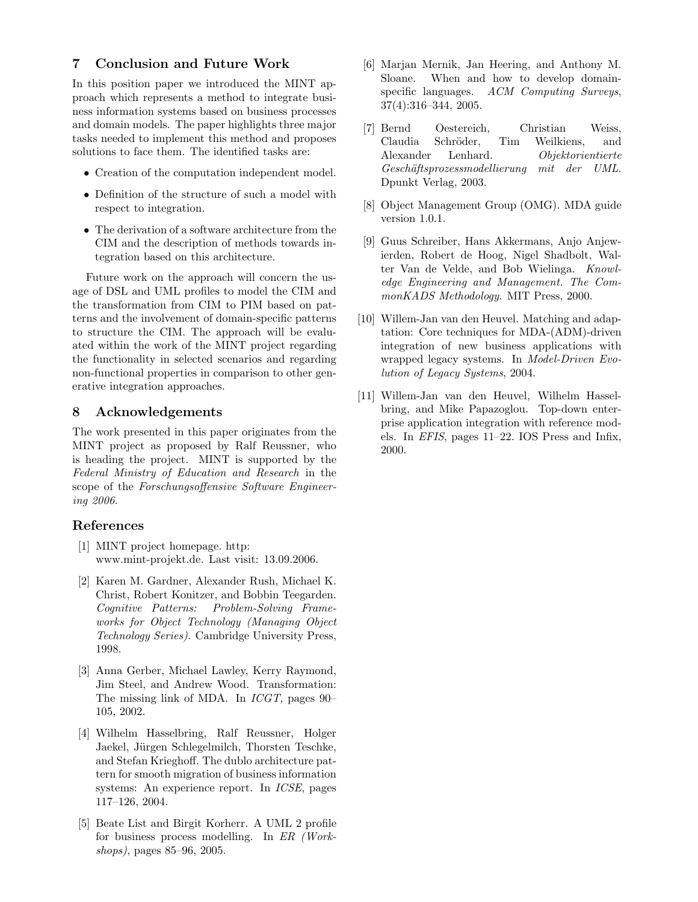## 7 Conclusion and Future Work

In this position paper we introduced the MINT approach which represents a method to integrate business information systems based on business processes and domain models. The paper highlights three major tasks needed to implement this method and proposes solutions to face them. The identified tasks are:

- Creation of the computation independent model.
- Definition of the structure of such a model with respect to integration.
- The derivation of a software architecture from the CIM and the description of methods towards integration based on this architecture.

Future work on the approach will concern the usage of DSL and UML profiles to model the CIM and the transformation from CIM to PIM based on patterns and the involvement of domain-specific patterns to structure the CIM. The approach will be evaluated within the work of the MINT project regarding the functionality in selected scenarios and regarding non-functional properties in comparison to other generative integration approaches.

## 8 Acknowledgements

The work presented in this paper originates from the MINT project as proposed by Ralf Reussner, who is heading the project. MINT is supported by the *Federal Ministry of Education and Research* in the scope of the *Forschungsoffensive Software Engineering 2006*.

## References

[1] MINT project homepage. http: www.mint-projekt.de. Last visit: 13.09.2006.

[2] Karen M. Gardner, Alexander Rush, Michael K. Christ, Robert Konitzer, and Bobbin Teegarden. *Cognitive Patterns: Problem-Solving Frameworks for Object Technology (Managing Object Technology Series)*. Cambridge University Press, 1998.

[3] Anna Gerber, Michael Lawley, Kerry Raymond, Jim Steel, and Andrew Wood. Transformation: The missing link of MDA. In *ICGT*, pages 90–105, 2002.

[4] Wilhelm Hasselbring, Ralf Reussner, Holger Jaekel, Jürgen Schlegelmilch, Thorsten Teschke, and Stefan Krieghoff. The dublo architecture pattern for smooth migration of business information systems: An experience report. In *ICSE*, pages 117–126, 2004.

[5] Beate List and Birgit Korherr. A UML 2 profile for business process modelling. In *ER (Workshops)*, pages 85–96, 2005.

[6] Marjan Mernik, Jan Heering, and Anthony M. Sloane. When and how to develop domain-specific languages. *ACM Computing Surveys*, 37(4):316–344, 2005.

[7] Bernd Oestereich, Christian Weiss, Claudia Schröder, Tim Weilkiens, and Alexander Lenhard. *Objektorientierte Geschäftsprozessmodellierung mit der UML*. Dpunkt Verlag, 2003.

[8] Object Management Group (OMG). MDA guide version 1.0.1.

[9] Guus Schreiber, Hans Akkermans, Anjo Anjewierden, Robert de Hoog, Nigel Shadbolt, Walter Van de Velde, and Bob Wielinga. *Knowledge Engineering and Management. The CommonKADS Methodology*. MIT Press, 2000.

[10] Willem-Jan van den Heuvel. Matching and adaptation: Core techniques for MDA-(ADM)-driven integration of new business applications with wrapped legacy systems. In *Model-Driven Evolution of Legacy Systems*, 2004.

[11] Willem-Jan van den Heuvel, Wilhelm Hasselbring, and Mike Papazoglou. Top-down enterprise application integration with reference models. In *EFIS*, pages 11–22. IOS Press and Infix, 2000.